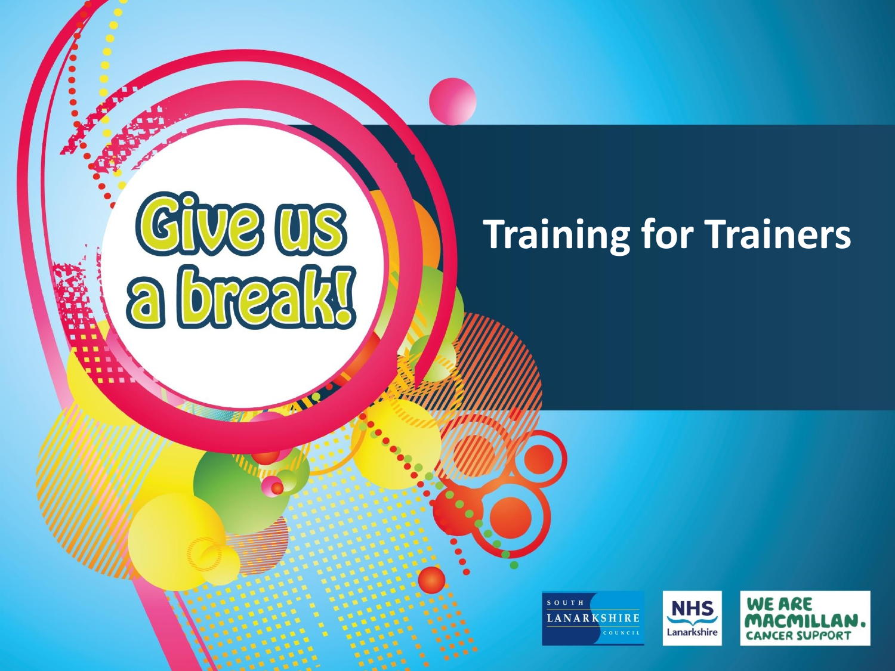Give us a break!

# Training for Trainers

SOUTH LANARKSHIRE COUNCIL

NHS Lanarkshire

WE ARE MACMILLAN. CANCER SUPPORT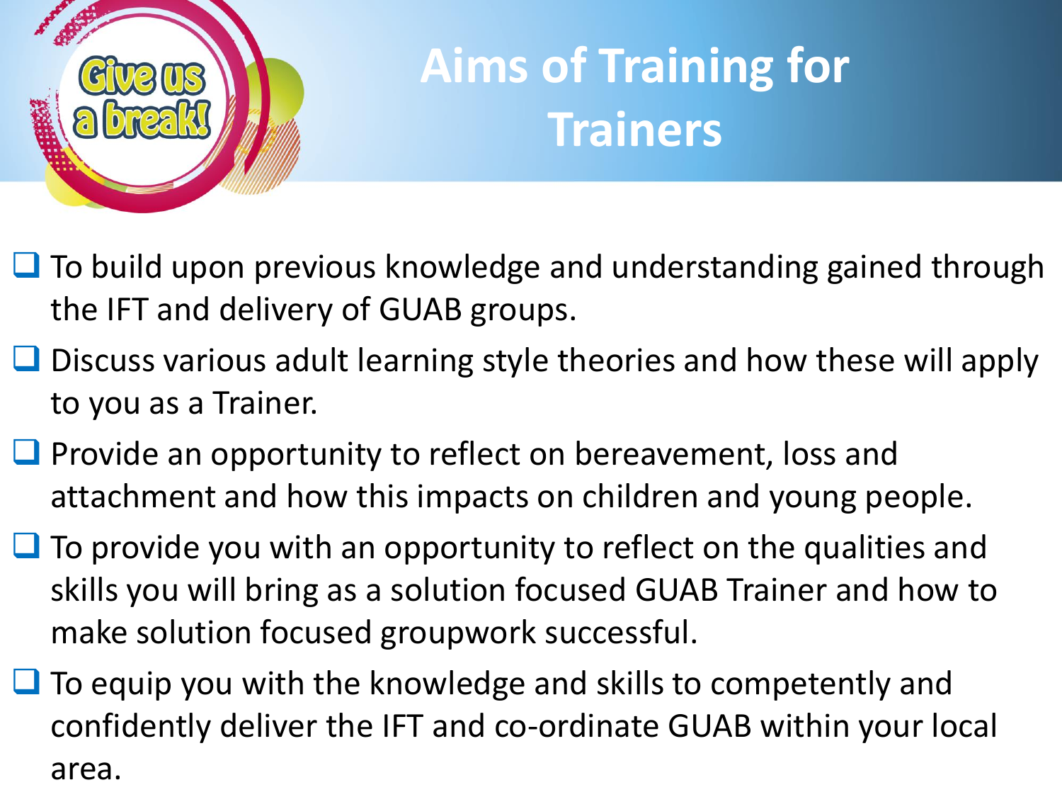# Aims of Training for Trainers

- To build upon previous knowledge and understanding gained through the IFT and delivery of GUAB groups.
- Discuss various adult learning style theories and how these will apply to you as a Trainer.
- Provide an opportunity to reflect on bereavement, loss and attachment and how this impacts on children and young people.
- To provide you with an opportunity to reflect on the qualities and skills you will bring as a solution focused GUAB Trainer and how to make solution focused groupwork successful.
- To equip you with the knowledge and skills to competently and confidently deliver the IFT and co-ordinate GUAB within your local area.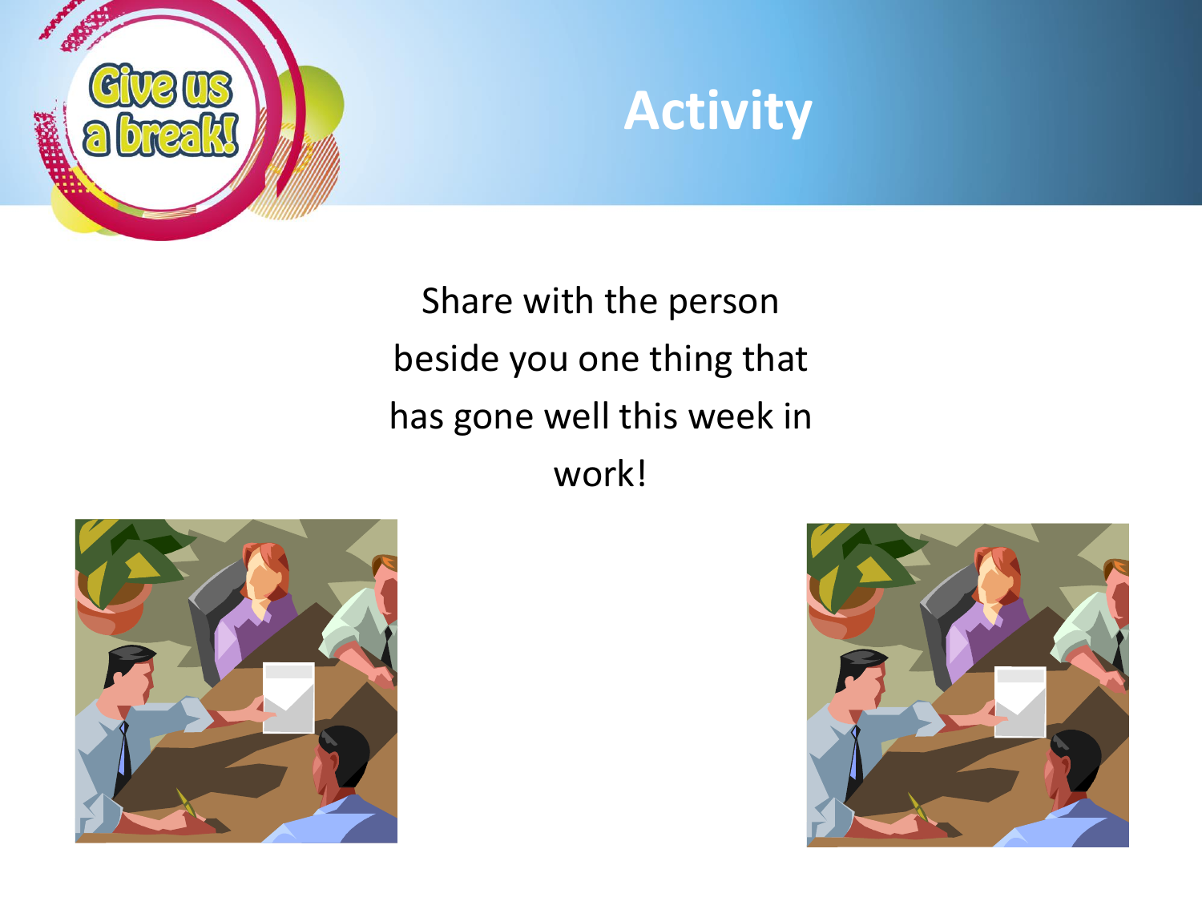# Activity

Share with the person beside you one thing that has gone well this week in work!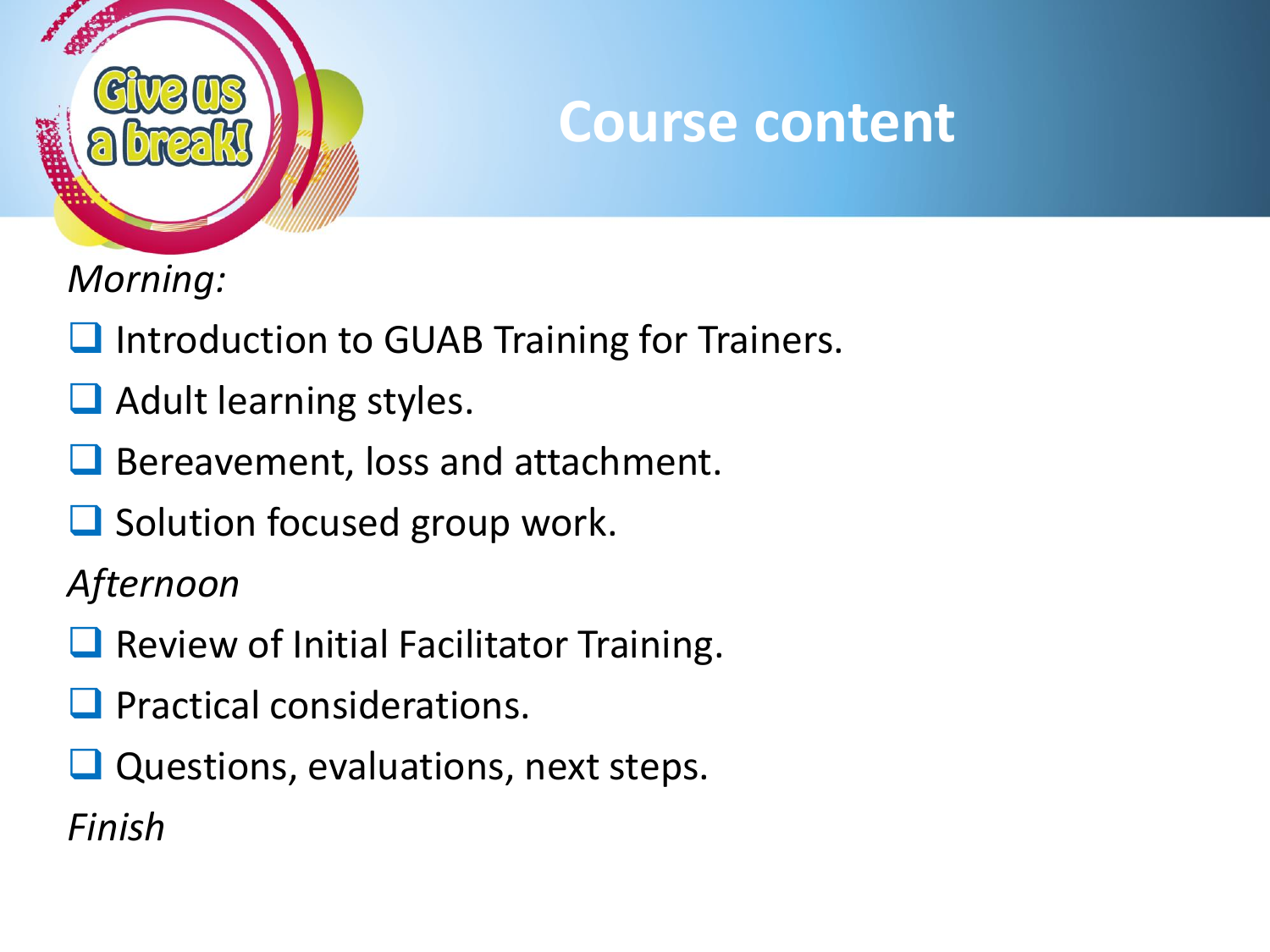# Course content

*Morning:*

- Introduction to GUAB Training for Trainers.
- Adult learning styles.
- Bereavement, loss and attachment.
- Solution focused group work.

*Afternoon*

- Review of Initial Facilitator Training.
- Practical considerations.
- Questions, evaluations, next steps.

*Finish*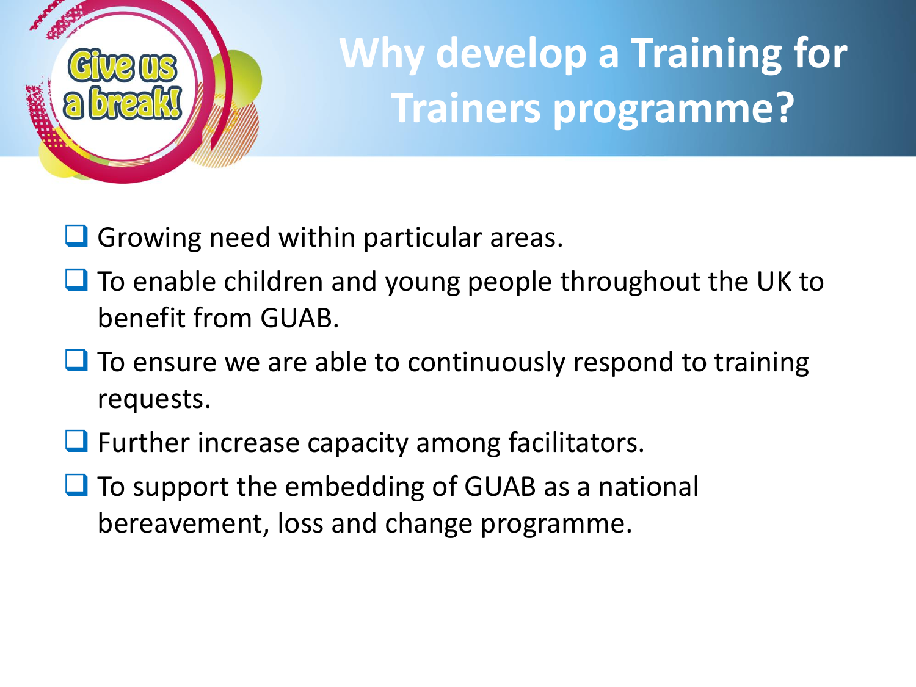# Why develop a Training for Trainers programme?

- Growing need within particular areas.
- To enable children and young people throughout the UK to benefit from GUAB.
- To ensure we are able to continuously respond to training requests.
- Further increase capacity among facilitators.
- To support the embedding of GUAB as a national bereavement, loss and change programme.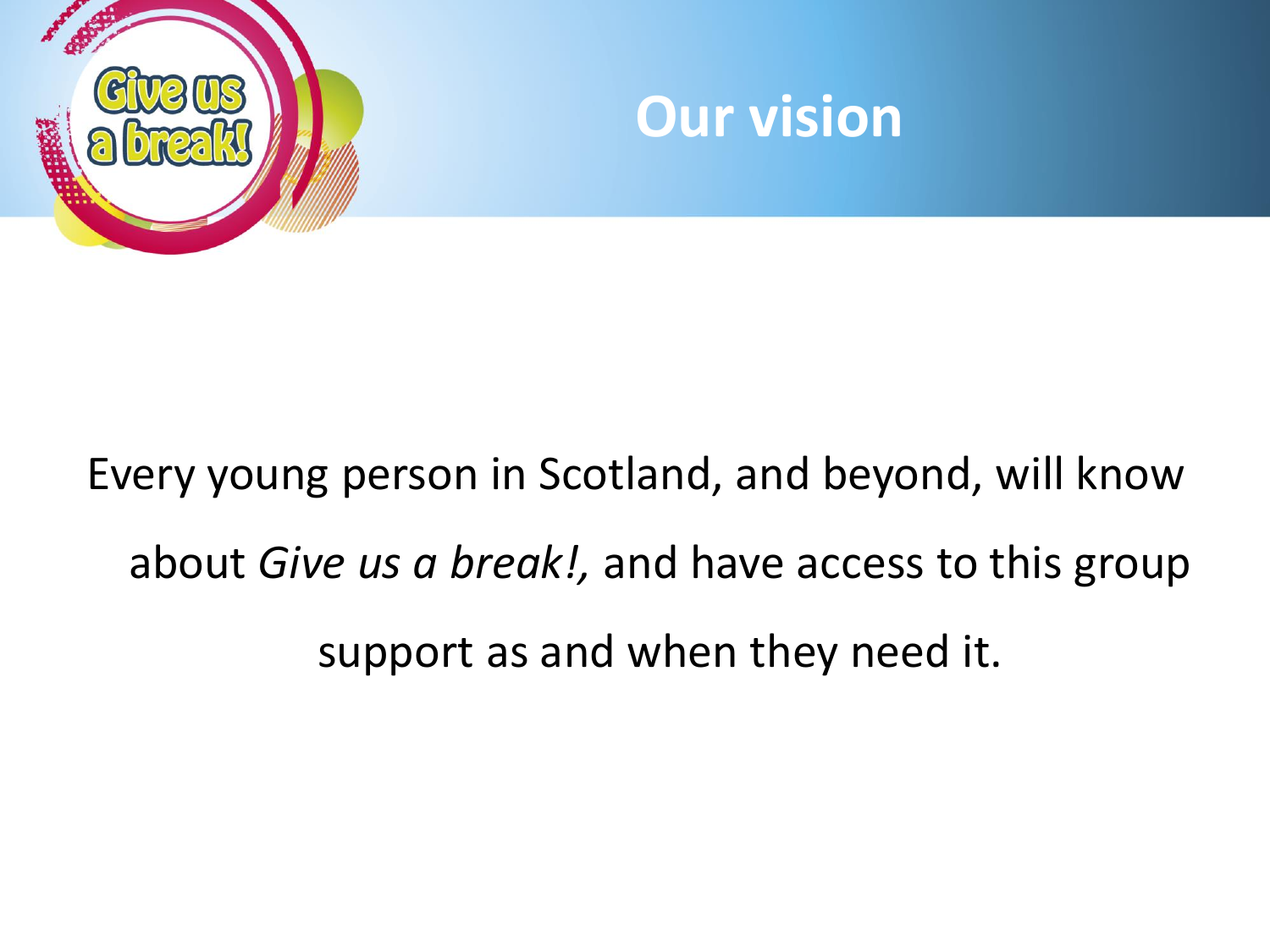# Our vision

Every young person in Scotland, and beyond, will know about *Give us a break!,* and have access to this group support as and when they need it.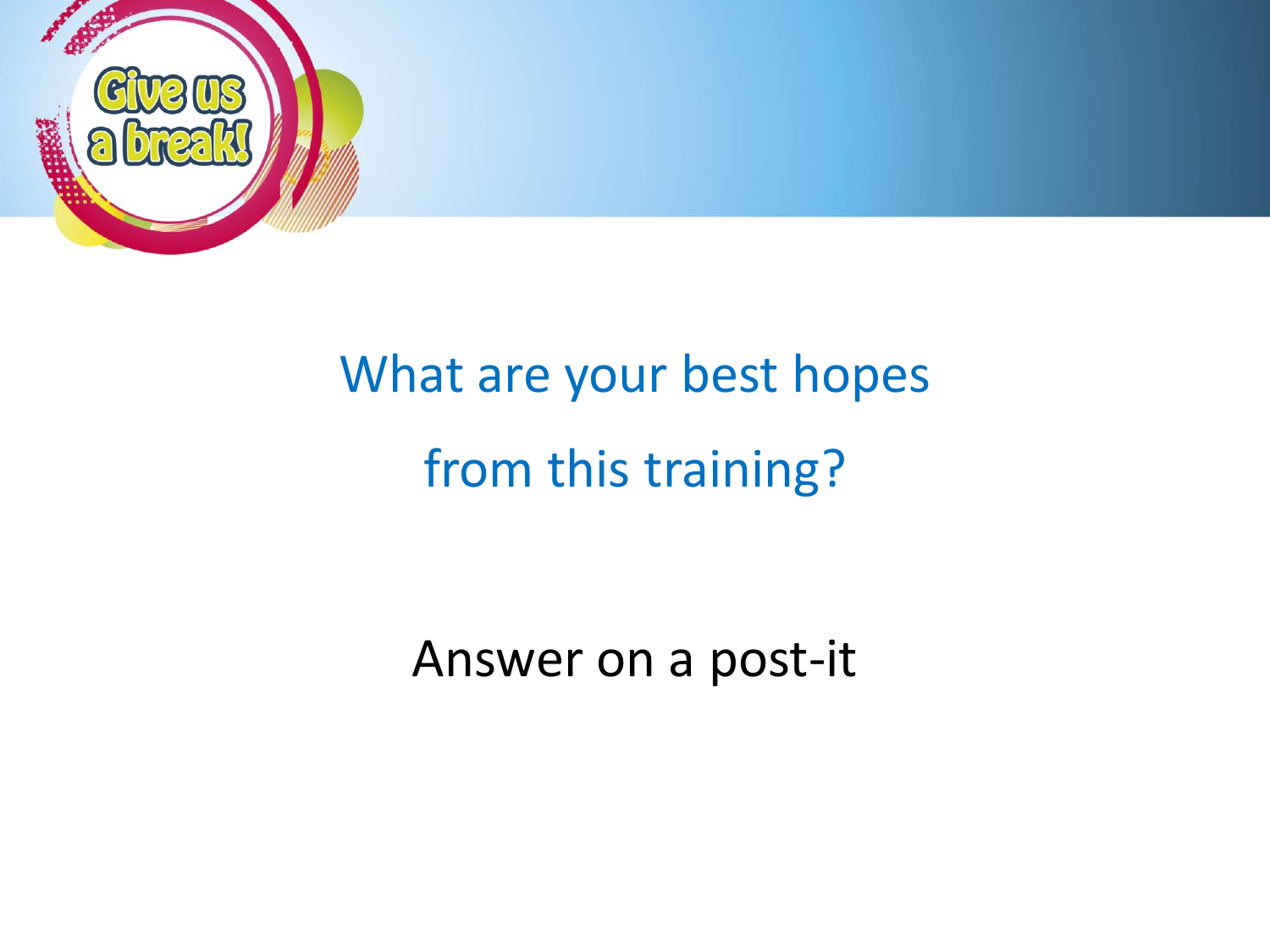What are your best hopes

from this training?

Answer on a post-it